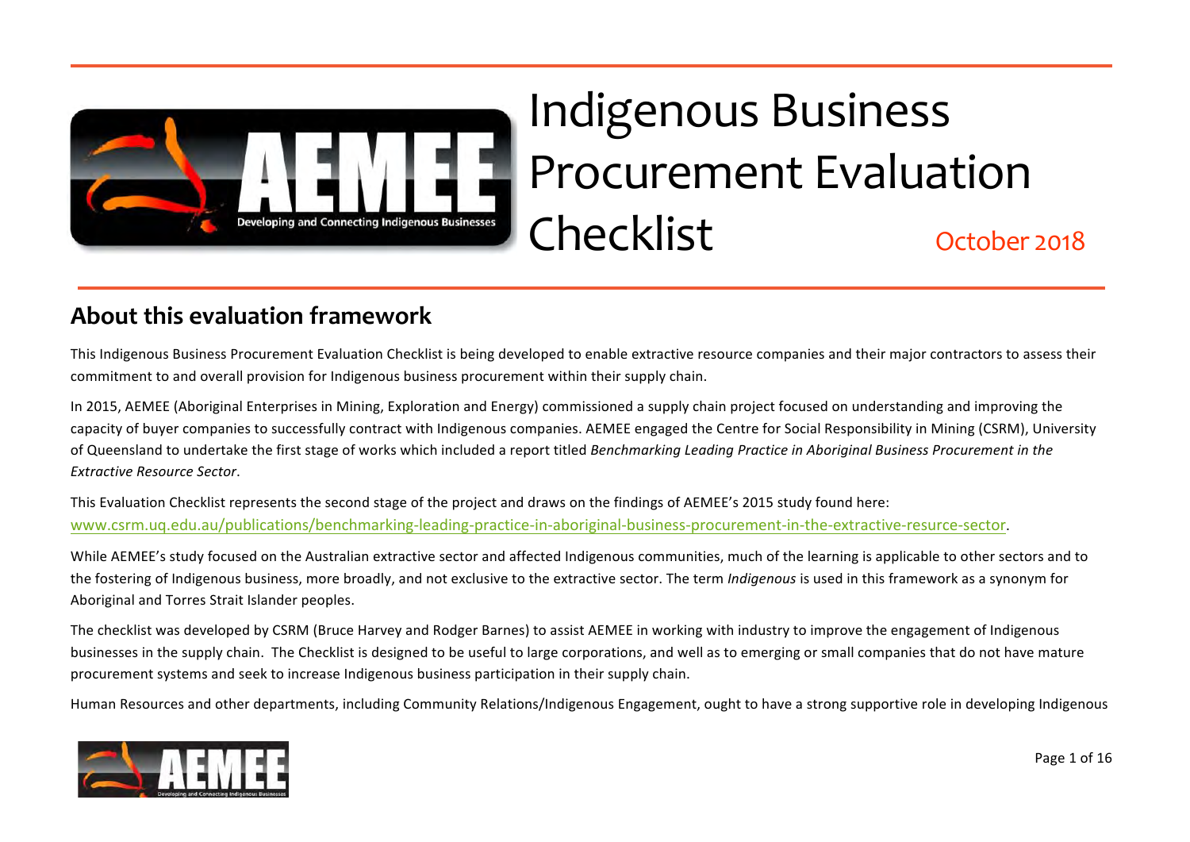# Indigenous Business Procurement Evaluation Checklist

October 2018

## About this evaluation framework

This Indigenous Business Procurement Evaluation Checklist is being developed to enable extractive resource companies and their major contractors to assess their commitment to and overall provision for Indigenous business procurement within their supply chain.

In 2015, AEMEE (Aboriginal Enterprises in Mining, Exploration and Energy) commissioned a supply chain project focused on understanding and improving the capacity of buyer companies to successfully contract with Indigenous companies. AEMEE engaged the Centre for Social Responsibility in Mining (CSRM), University of Queensland to undertake the first stage of works which included a report titled *Benchmarking Leading Practice in Aboriginal Business Procurement in the Extractive Resource Sector*.

This Evaluation Checklist represents the second stage of the project and draws on the findings of AEMEE's 2015 study found here: www.csrm.uq.edu.au/publications/benchmarking-leading-practice-in-aboriginal-business-procurement-in-the-extractive-resurce-sector.

While AEMEE's study focused on the Australian extractive sector and affected Indigenous communities, much of the learning is applicable to other sectors and to the fostering of Indigenous business, more broadly, and not exclusive to the extractive sector. The term *Indigenous* is used in this framework as a synonym for Aboriginal and Torres Strait Islander peoples.

The checklist was developed by CSRM (Bruce Harvey and Rodger Barnes) to assist AEMEE in working with industry to improve the engagement of Indigenous businesses in the supply chain. The Checklist is designed to be useful to large corporations, and well as to emerging or small companies that do not have mature procurement systems and seek to increase Indigenous business participation in their supply chain.

Human Resources and other departments, including Community Relations/Indigenous Engagement, ought to have a strong supportive role in developing Indigenous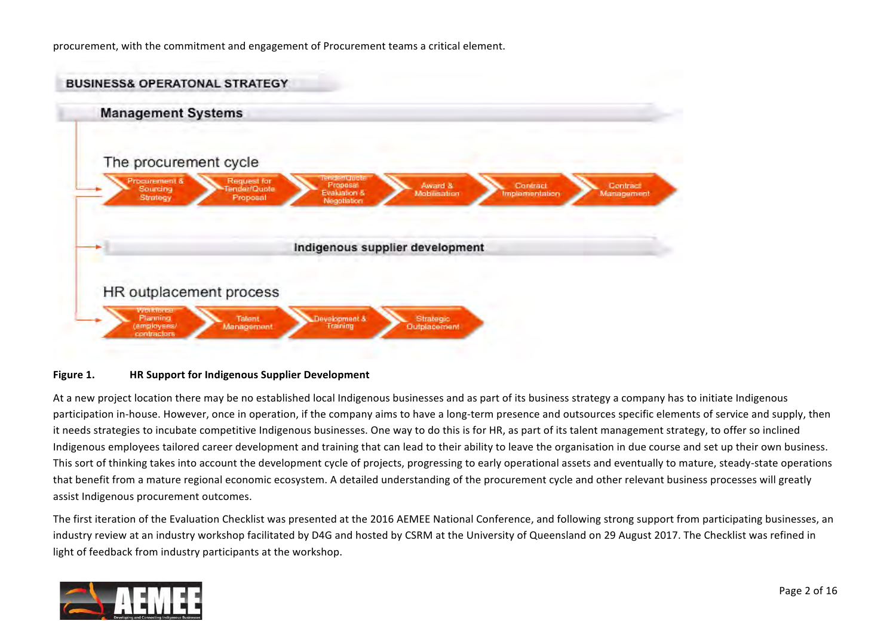procurement, with the commitment and engagement of Procurement teams a critical element.

BUSINESS& OPERATONAL STRATEGY

Management Systems

The procurement cycle

Procurement & Sourcing Strategy → Request for Tender/Quote Proposal → Tender/Quote Proposal Evaluation & Negotiation → Award & Mobilisation → Contract Implementation → Contract Management

Indigenous supplier development

HR outplacement process

Workforce Planning (employees/ contractors) → Talent Management → Development & Training → Strategic Outplacement

**Figure 1. HR Support for Indigenous Supplier Development**

At a new project location there may be no established local Indigenous businesses and as part of its business strategy a company has to initiate Indigenous participation in-house. However, once in operation, if the company aims to have a long-term presence and outsources specific elements of service and supply, then it needs strategies to incubate competitive Indigenous businesses. One way to do this is for HR, as part of its talent management strategy, to offer so inclined Indigenous employees tailored career development and training that can lead to their ability to leave the organisation in due course and set up their own business. This sort of thinking takes into account the development cycle of projects, progressing to early operational assets and eventually to mature, steady-state operations that benefit from a mature regional economic ecosystem. A detailed understanding of the procurement cycle and other relevant business processes will greatly assist Indigenous procurement outcomes.

The first iteration of the Evaluation Checklist was presented at the 2016 AEMEE National Conference, and following strong support from participating businesses, an industry review at an industry workshop facilitated by D4G and hosted by CSRM at the University of Queensland on 29 August 2017. The Checklist was refined in light of feedback from industry participants at the workshop.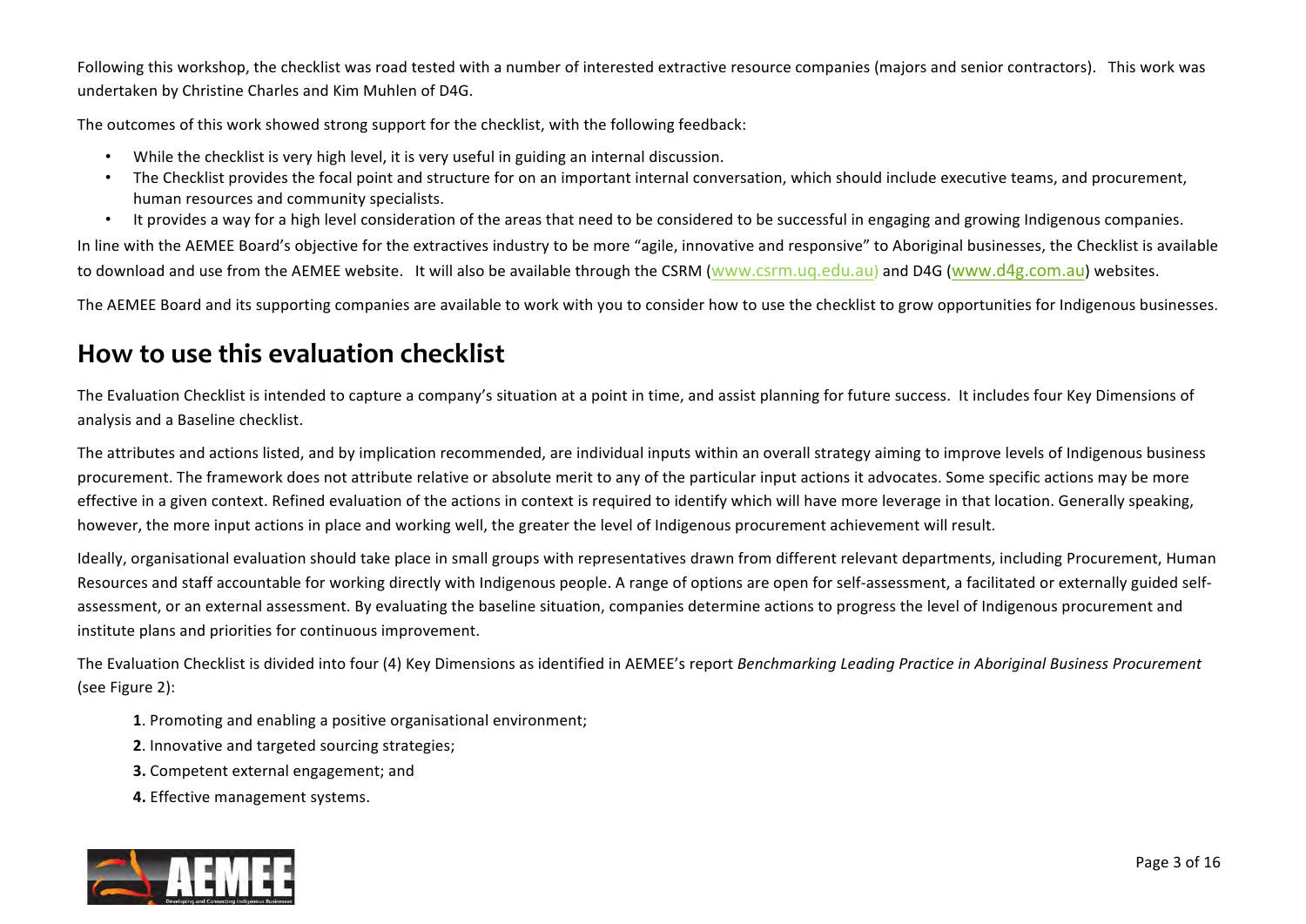Following this workshop, the checklist was road tested with a number of interested extractive resource companies (majors and senior contractors). This work was undertaken by Christine Charles and Kim Muhlen of D4G.

The outcomes of this work showed strong support for the checklist, with the following feedback:

- While the checklist is very high level, it is very useful in guiding an internal discussion.
- The Checklist provides the focal point and structure for on an important internal conversation, which should include executive teams, and procurement, human resources and community specialists.
- It provides a way for a high level consideration of the areas that need to be considered to be successful in engaging and growing Indigenous companies.

In line with the AEMEE Board's objective for the extractives industry to be more "agile, innovative and responsive" to Aboriginal businesses, the Checklist is available to download and use from the AEMEE website. It will also be available through the CSRM (www.csrm.uq.edu.au) and D4G (www.d4g.com.au) websites.

The AEMEE Board and its supporting companies are available to work with you to consider how to use the checklist to grow opportunities for Indigenous businesses.

## How to use this evaluation checklist

The Evaluation Checklist is intended to capture a company's situation at a point in time, and assist planning for future success. It includes four Key Dimensions of analysis and a Baseline checklist.

The attributes and actions listed, and by implication recommended, are individual inputs within an overall strategy aiming to improve levels of Indigenous business procurement. The framework does not attribute relative or absolute merit to any of the particular input actions it advocates. Some specific actions may be more effective in a given context. Refined evaluation of the actions in context is required to identify which will have more leverage in that location. Generally speaking, however, the more input actions in place and working well, the greater the level of Indigenous procurement achievement will result.

Ideally, organisational evaluation should take place in small groups with representatives drawn from different relevant departments, including Procurement, Human Resources and staff accountable for working directly with Indigenous people. A range of options are open for self-assessment, a facilitated or externally guided self-assessment, or an external assessment. By evaluating the baseline situation, companies determine actions to progress the level of Indigenous procurement and institute plans and priorities for continuous improvement.

The Evaluation Checklist is divided into four (4) Key Dimensions as identified in AEMEE's report *Benchmarking Leading Practice in Aboriginal Business Procurement* (see Figure 2):

**1**. Promoting and enabling a positive organisational environment;

**2**. Innovative and targeted sourcing strategies;

**3.** Competent external engagement; and

**4.** Effective management systems.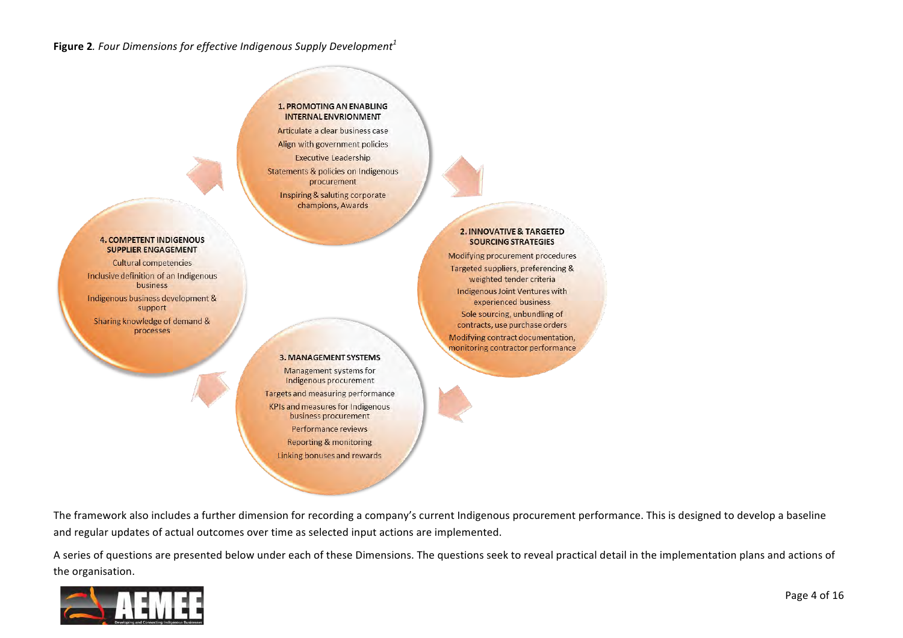**Figure 2**. *Four Dimensions for effective Indigenous Supply Development*[1]

**1. PROMOTING AN ENABLING INTERNAL ENVRIONMENT**

- Articulate a clear business case
- Align with government policies
- Executive Leadership
- Statements & policies on Indigenous procurement
- Inspiring & saluting corporate champions, Awards

**2. INNOVATIVE & TARGETED SOURCING STRATEGIES**

- Modifying procurement procedures
- Targeted suppliers, preferencing & weighted tender criteria
- Indigenous Joint Ventures with experienced business
- Sole sourcing, unbundling of contracts, use purchase orders
- Modifying contract documentation, monitoring contractor performance

**3. MANAGEMENT SYSTEMS**

- Management systems for Indigenous procurement
- Targets and measuring performance
- KPIs and measures for Indigenous business procurement
- Performance reviews
- Reporting & monitoring
- Linking bonuses and rewards

**4. COMPETENT INDIGENOUS SUPPLIER ENGAGEMENT**

- Cultural competencies
- Inclusive definition of an Indigenous business
- Indigenous business development & support
- Sharing knowledge of demand & processes

The framework also includes a further dimension for recording a company's current Indigenous procurement performance. This is designed to develop a baseline and regular updates of actual outcomes over time as selected input actions are implemented.

A series of questions are presented below under each of these Dimensions. The questions seek to reveal practical detail in the implementation plans and actions of the organisation.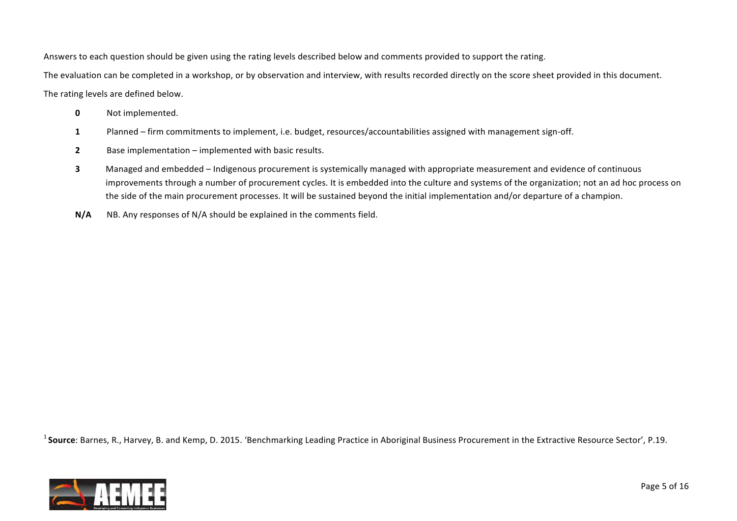Answers to each question should be given using the rating levels described below and comments provided to support the rating.

The evaluation can be completed in a workshop, or by observation and interview, with results recorded directly on the score sheet provided in this document.

The rating levels are defined below.

- **0** Not implemented.
- **1** Planned – firm commitments to implement, i.e. budget, resources/accountabilities assigned with management sign-off.
- **2** Base implementation – implemented with basic results.
- **3** Managed and embedded – Indigenous procurement is systemically managed with appropriate measurement and evidence of continuous improvements through a number of procurement cycles. It is embedded into the culture and systems of the organization; not an ad hoc process on the side of the main procurement processes. It will be sustained beyond the initial implementation and/or departure of a champion.
- **N/A** NB. Any responses of N/A should be explained in the comments field.

[1] **Source**: Barnes, R., Harvey, B. and Kemp, D. 2015. 'Benchmarking Leading Practice in Aboriginal Business Procurement in the Extractive Resource Sector', P.19.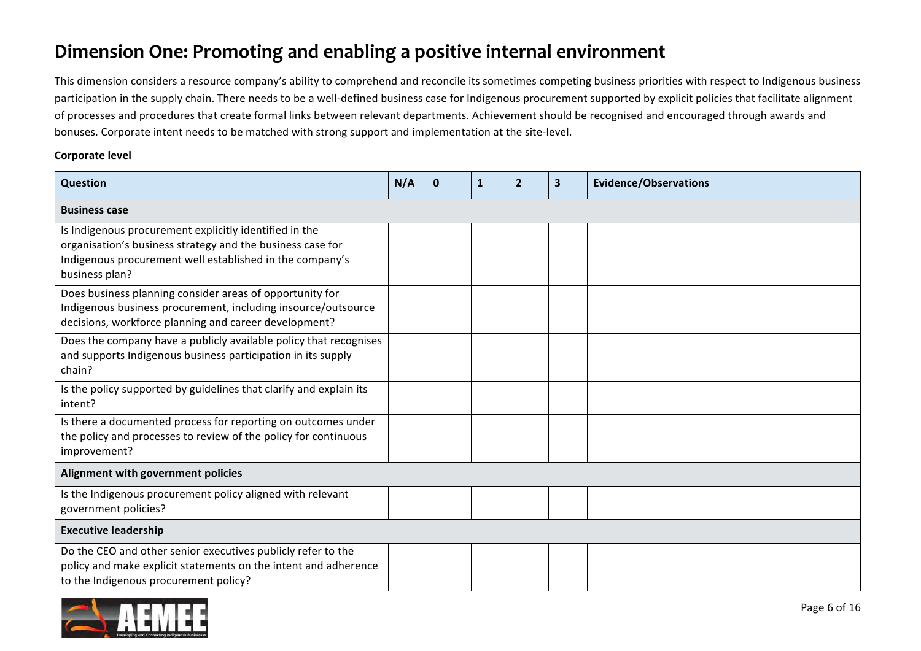# Dimension One: Promoting and enabling a positive internal environment

This dimension considers a resource company's ability to comprehend and reconcile its sometimes competing business priorities with respect to Indigenous business participation in the supply chain. There needs to be a well-defined business case for Indigenous procurement supported by explicit policies that facilitate alignment of processes and procedures that create formal links between relevant departments. Achievement should be recognised and encouraged through awards and bonuses. Corporate intent needs to be matched with strong support and implementation at the site-level.

**Corporate level**

| Question | N/A | 0 | 1 | 2 | 3 | Evidence/Observations |
|---|---|---|---|---|---|---|
| **Business case** | | | | | | |
| Is Indigenous procurement explicitly identified in the organisation's business strategy and the business case for Indigenous procurement well established in the company's business plan? | | | | | | |
| Does business planning consider areas of opportunity for Indigenous business procurement, including insource/outsource decisions, workforce planning and career development? | | | | | | |
| Does the company have a publicly available policy that recognises and supports Indigenous business participation in its supply chain? | | | | | | |
| Is the policy supported by guidelines that clarify and explain its intent? | | | | | | |
| Is there a documented process for reporting on outcomes under the policy and processes to review of the policy for continuous improvement? | | | | | | |
| **Alignment with government policies** | | | | | | |
| Is the Indigenous procurement policy aligned with relevant government policies? | | | | | | |
| **Executive leadership** | | | | | | |
| Do the CEO and other senior executives publicly refer to the policy and make explicit statements on the intent and adherence to the Indigenous procurement policy? | | | | | | |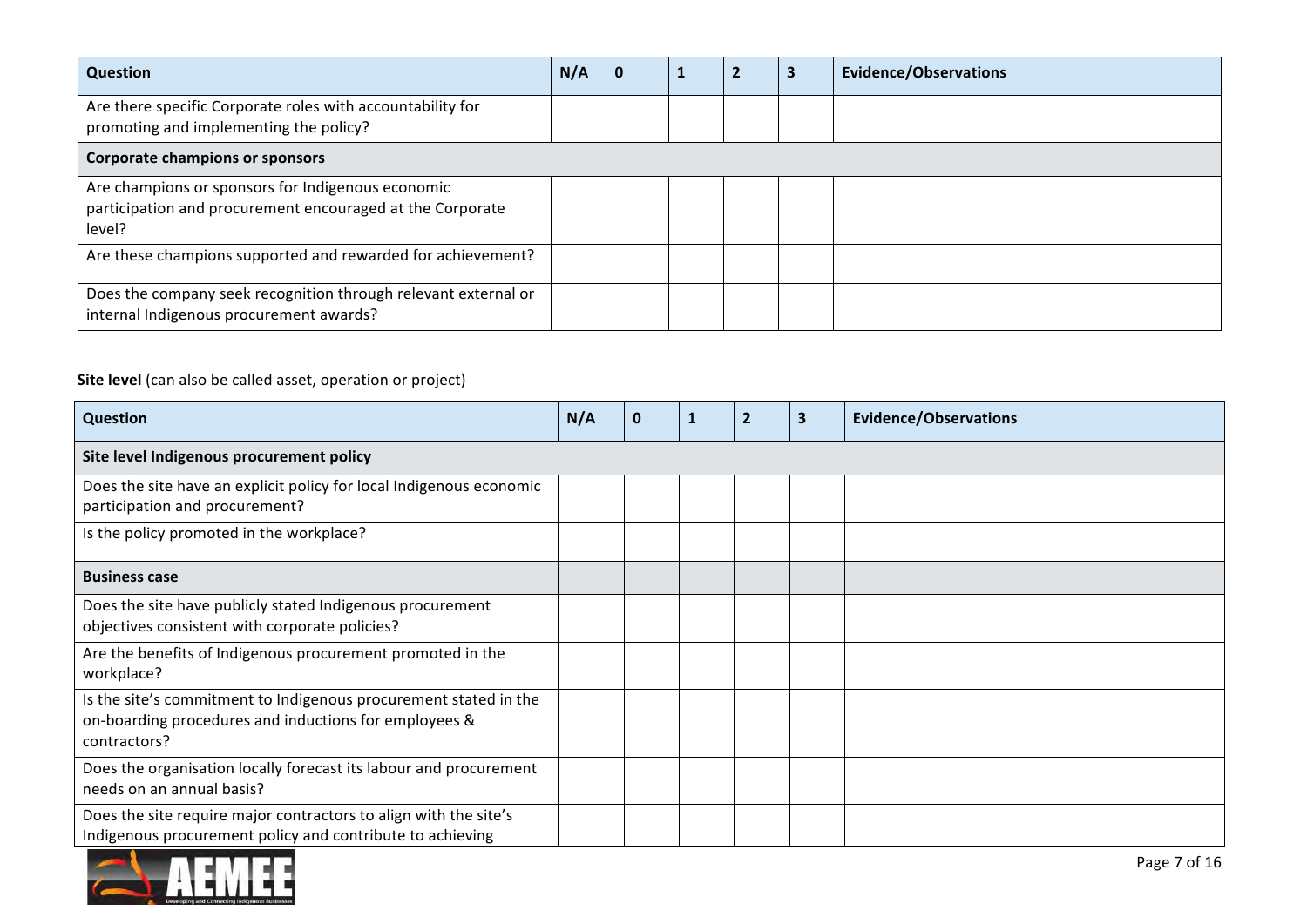| Question | N/A | 0 | 1 | 2 | 3 | Evidence/Observations |
| --- | --- | --- | --- | --- | --- | --- |
| Are there specific Corporate roles with accountability for promoting and implementing the policy? | | | | | | |
| **Corporate champions or sponsors** | | | | | | |
| Are champions or sponsors for Indigenous economic participation and procurement encouraged at the Corporate level? | | | | | | |
| Are these champions supported and rewarded for achievement? | | | | | | |
| Does the company seek recognition through relevant external or internal Indigenous procurement awards? | | | | | | |

**Site level** (can also be called asset, operation or project)

| Question | N/A | 0 | 1 | 2 | 3 | Evidence/Observations |
| --- | --- | --- | --- | --- | --- | --- |
| **Site level Indigenous procurement policy** | | | | | | |
| Does the site have an explicit policy for local Indigenous economic participation and procurement? | | | | | | |
| Is the policy promoted in the workplace? | | | | | | |
| **Business case** | | | | | | |
| Does the site have publicly stated Indigenous procurement objectives consistent with corporate policies? | | | | | | |
| Are the benefits of Indigenous procurement promoted in the workplace? | | | | | | |
| Is the site's commitment to Indigenous procurement stated in the on-boarding procedures and inductions for employees & contractors? | | | | | | |
| Does the organisation locally forecast its labour and procurement needs on an annual basis? | | | | | | |
| Does the site require major contractors to align with the site's Indigenous procurement policy and contribute to achieving | | | | | | |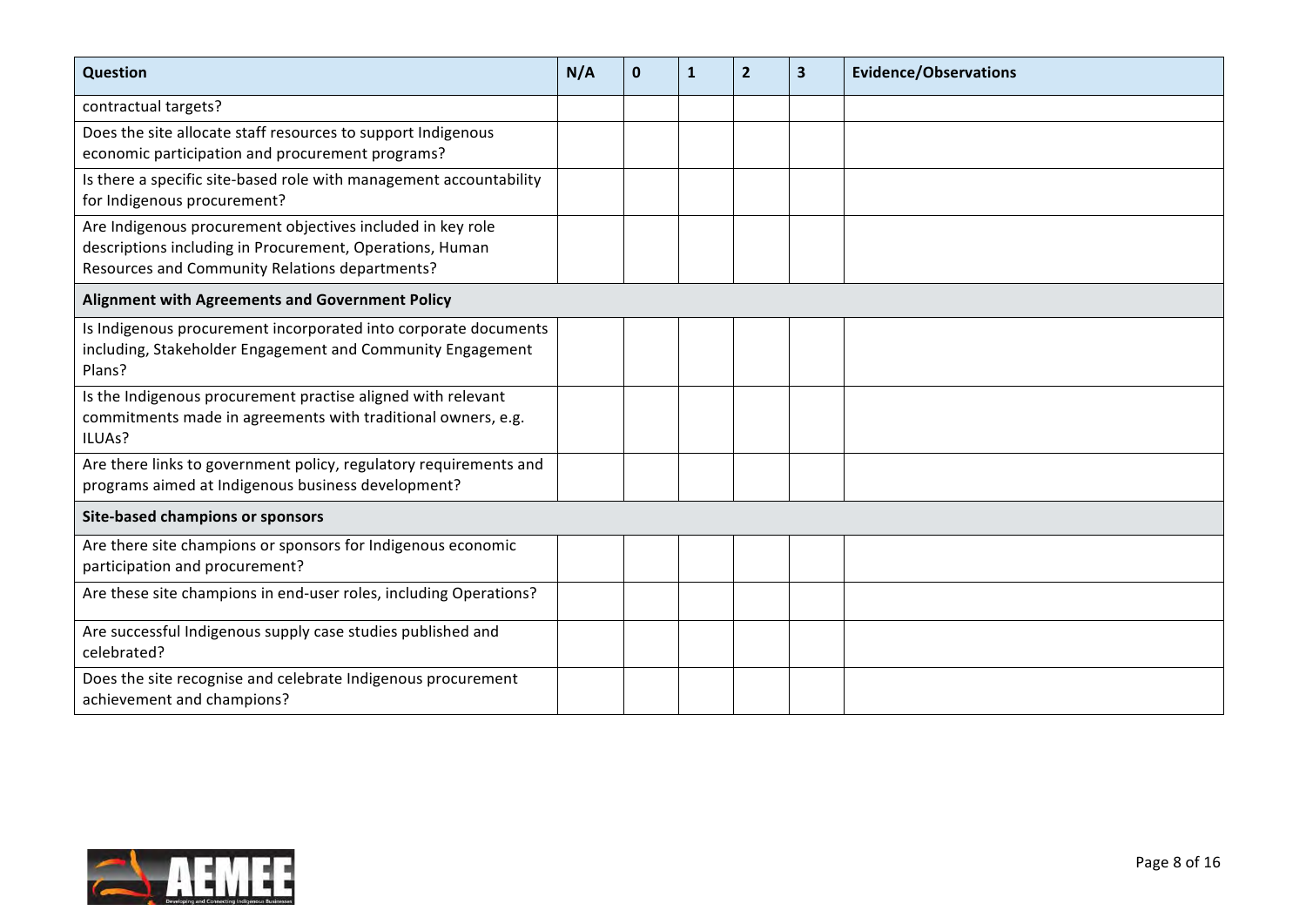| Question | N/A | 0 | 1 | 2 | 3 | Evidence/Observations |
|---|---|---|---|---|---|---|
| contractual targets? | | | | | | |
| Does the site allocate staff resources to support Indigenous economic participation and procurement programs? | | | | | | |
| Is there a specific site-based role with management accountability for Indigenous procurement? | | | | | | |
| Are Indigenous procurement objectives included in key role descriptions including in Procurement, Operations, Human Resources and Community Relations departments? | | | | | | |
| **Alignment with Agreements and Government Policy** | | | | | | |
| Is Indigenous procurement incorporated into corporate documents including, Stakeholder Engagement and Community Engagement Plans? | | | | | | |
| Is the Indigenous procurement practise aligned with relevant commitments made in agreements with traditional owners, e.g. ILUAs? | | | | | | |
| Are there links to government policy, regulatory requirements and programs aimed at Indigenous business development? | | | | | | |
| **Site-based champions or sponsors** | | | | | | |
| Are there site champions or sponsors for Indigenous economic participation and procurement? | | | | | | |
| Are these site champions in end-user roles, including Operations? | | | | | | |
| Are successful Indigenous supply case studies published and celebrated? | | | | | | |
| Does the site recognise and celebrate Indigenous procurement achievement and champions? | | | | | | |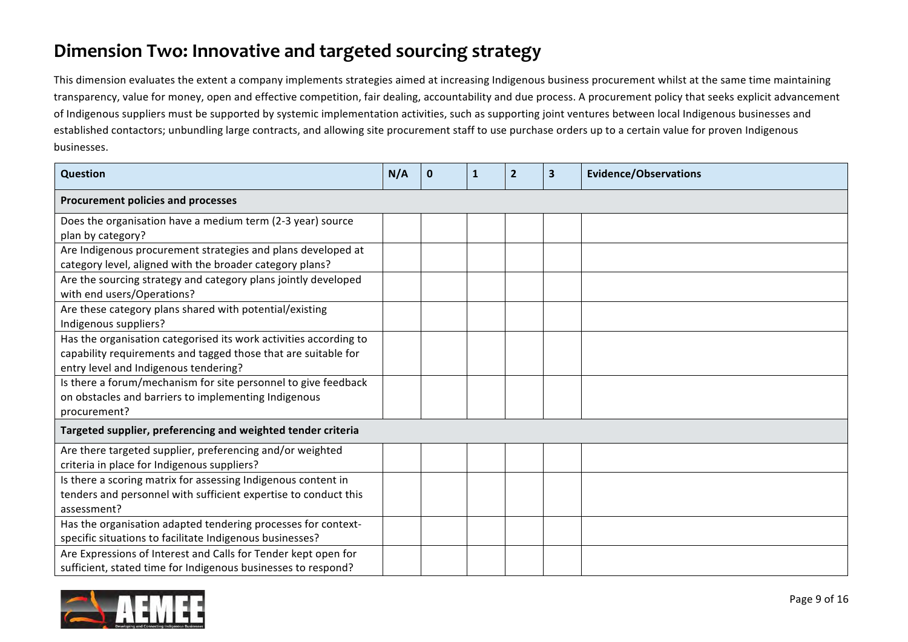# Dimension Two: Innovative and targeted sourcing strategy

This dimension evaluates the extent a company implements strategies aimed at increasing Indigenous business procurement whilst at the same time maintaining transparency, value for money, open and effective competition, fair dealing, accountability and due process. A procurement policy that seeks explicit advancement of Indigenous suppliers must be supported by systemic implementation activities, such as supporting joint ventures between local Indigenous businesses and established contactors; unbundling large contracts, and allowing site procurement staff to use purchase orders up to a certain value for proven Indigenous businesses.

| Question | N/A | 0 | 1 | 2 | 3 | Evidence/Observations |
|---|---|---|---|---|---|---|
| **Procurement policies and processes** | | | | | | |
| Does the organisation have a medium term (2-3 year) source plan by category? | | | | | | |
| Are Indigenous procurement strategies and plans developed at category level, aligned with the broader category plans? | | | | | | |
| Are the sourcing strategy and category plans jointly developed with end users/Operations? | | | | | | |
| Are these category plans shared with potential/existing Indigenous suppliers? | | | | | | |
| Has the organisation categorised its work activities according to capability requirements and tagged those that are suitable for entry level and Indigenous tendering? | | | | | | |
| Is there a forum/mechanism for site personnel to give feedback on obstacles and barriers to implementing Indigenous procurement? | | | | | | |
| **Targeted supplier, preferencing and weighted tender criteria** | | | | | | |
| Are there targeted supplier, preferencing and/or weighted criteria in place for Indigenous suppliers? | | | | | | |
| Is there a scoring matrix for assessing Indigenous content in tenders and personnel with sufficient expertise to conduct this assessment? | | | | | | |
| Has the organisation adapted tendering processes for context-specific situations to facilitate Indigenous businesses? | | | | | | |
| Are Expressions of Interest and Calls for Tender kept open for sufficient, stated time for Indigenous businesses to respond? | | | | | | |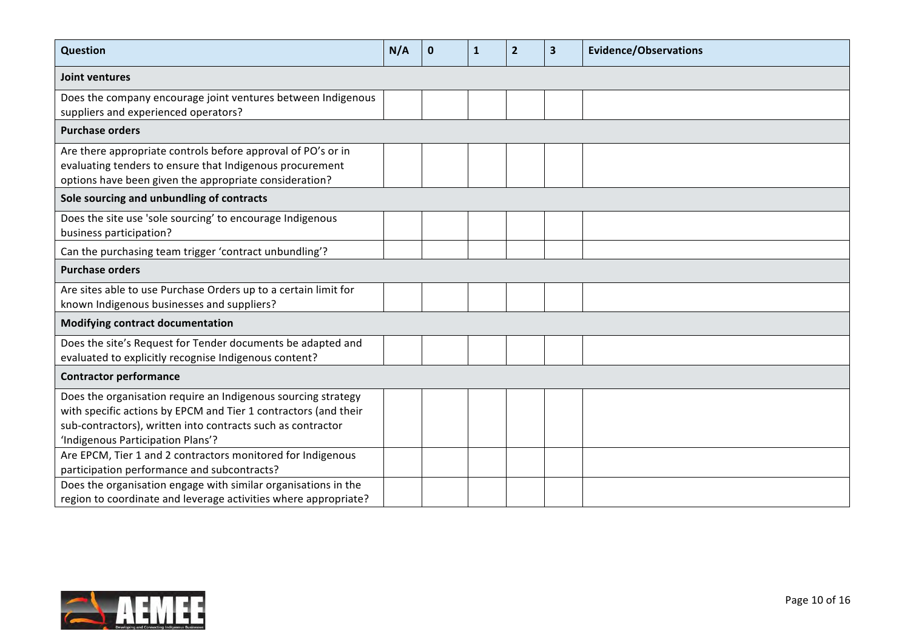| Question | N/A | 0 | 1 | 2 | 3 | Evidence/Observations |
|---|---|---|---|---|---|---|
| **Joint ventures** | | | | | | |
| Does the company encourage joint ventures between Indigenous suppliers and experienced operators? | | | | | | |
| **Purchase orders** | | | | | | |
| Are there appropriate controls before approval of PO's or in evaluating tenders to ensure that Indigenous procurement options have been given the appropriate consideration? | | | | | | |
| **Sole sourcing and unbundling of contracts** | | | | | | |
| Does the site use 'sole sourcing' to encourage Indigenous business participation? | | | | | | |
| Can the purchasing team trigger 'contract unbundling'? | | | | | | |
| **Purchase orders** | | | | | | |
| Are sites able to use Purchase Orders up to a certain limit for known Indigenous businesses and suppliers? | | | | | | |
| **Modifying contract documentation** | | | | | | |
| Does the site's Request for Tender documents be adapted and evaluated to explicitly recognise Indigenous content? | | | | | | |
| **Contractor performance** | | | | | | |
| Does the organisation require an Indigenous sourcing strategy with specific actions by EPCM and Tier 1 contractors (and their sub-contractors), written into contracts such as contractor 'Indigenous Participation Plans'? | | | | | | |
| Are EPCM, Tier 1 and 2 contractors monitored for Indigenous participation performance and subcontracts? | | | | | | |
| Does the organisation engage with similar organisations in the region to coordinate and leverage activities where appropriate? | | | | | | |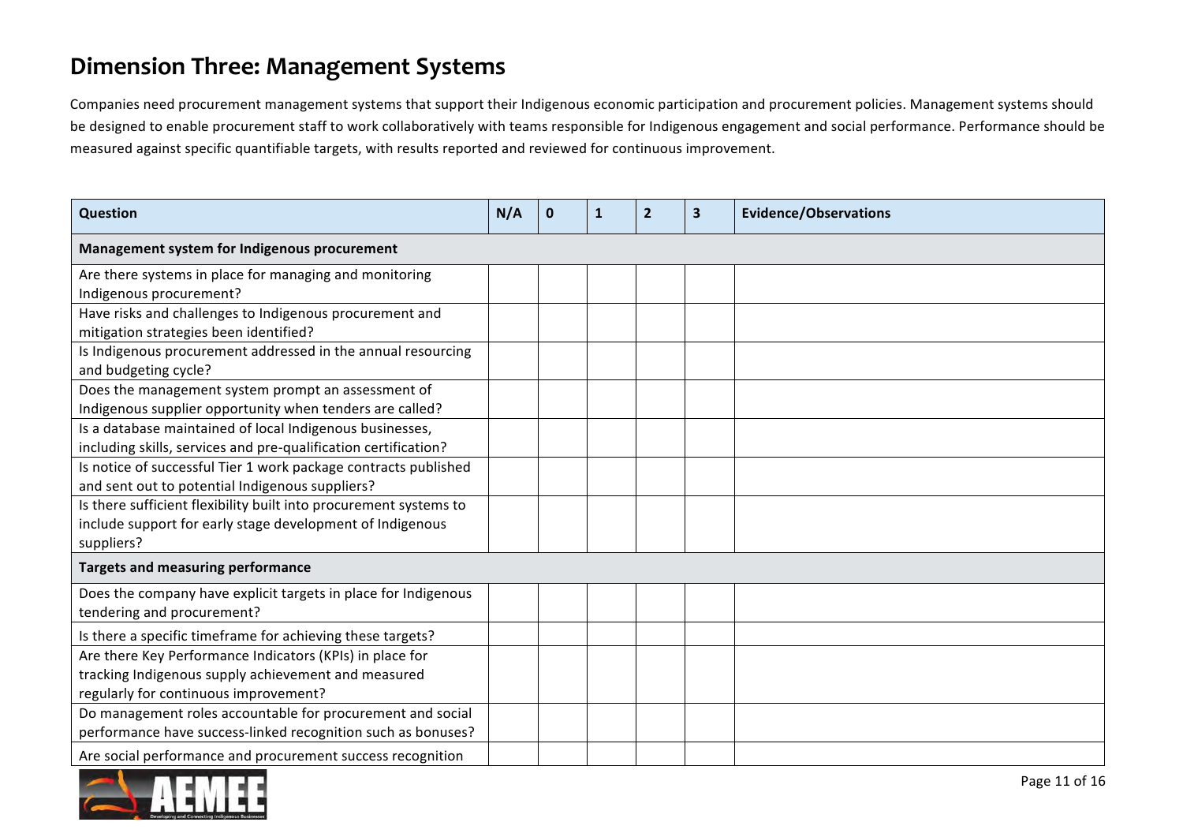# Dimension Three: Management Systems

Companies need procurement management systems that support their Indigenous economic participation and procurement policies. Management systems should be designed to enable procurement staff to work collaboratively with teams responsible for Indigenous engagement and social performance. Performance should be measured against specific quantifiable targets, with results reported and reviewed for continuous improvement.

| Question | N/A | 0 | 1 | 2 | 3 | Evidence/Observations |
|---|---|---|---|---|---|---|
| **Management system for Indigenous procurement** | | | | | | |
| Are there systems in place for managing and monitoring Indigenous procurement? | | | | | | |
| Have risks and challenges to Indigenous procurement and mitigation strategies been identified? | | | | | | |
| Is Indigenous procurement addressed in the annual resourcing and budgeting cycle? | | | | | | |
| Does the management system prompt an assessment of Indigenous supplier opportunity when tenders are called? | | | | | | |
| Is a database maintained of local Indigenous businesses, including skills, services and pre-qualification certification? | | | | | | |
| Is notice of successful Tier 1 work package contracts published and sent out to potential Indigenous suppliers? | | | | | | |
| Is there sufficient flexibility built into procurement systems to include support for early stage development of Indigenous suppliers? | | | | | | |
| **Targets and measuring performance** | | | | | | |
| Does the company have explicit targets in place for Indigenous tendering and procurement? | | | | | | |
| Is there a specific timeframe for achieving these targets? | | | | | | |
| Are there Key Performance Indicators (KPIs) in place for tracking Indigenous supply achievement and measured regularly for continuous improvement? | | | | | | |
| Do management roles accountable for procurement and social performance have success-linked recognition such as bonuses? | | | | | | |
| Are social performance and procurement success recognition | | | | | | |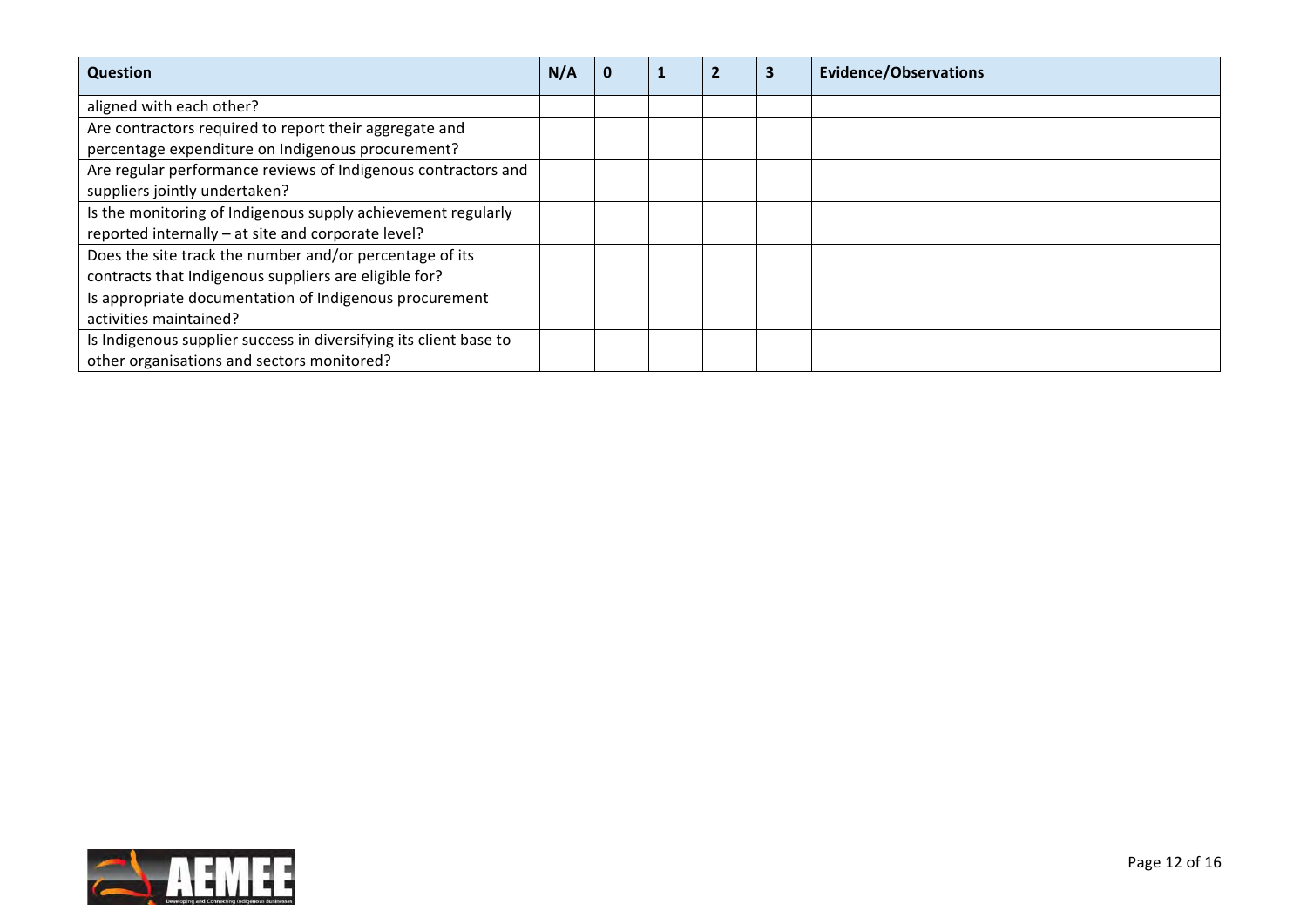| Question | N/A | 0 | 1 | 2 | 3 | Evidence/Observations |
|---|---|---|---|---|---|---|
| aligned with each other? | | | | | | |
| Are contractors required to report their aggregate and percentage expenditure on Indigenous procurement? | | | | | | |
| Are regular performance reviews of Indigenous contractors and suppliers jointly undertaken? | | | | | | |
| Is the monitoring of Indigenous supply achievement regularly reported internally – at site and corporate level? | | | | | | |
| Does the site track the number and/or percentage of its contracts that Indigenous suppliers are eligible for? | | | | | | |
| Is appropriate documentation of Indigenous procurement activities maintained? | | | | | | |
| Is Indigenous supplier success in diversifying its client base to other organisations and sectors monitored? | | | | | | |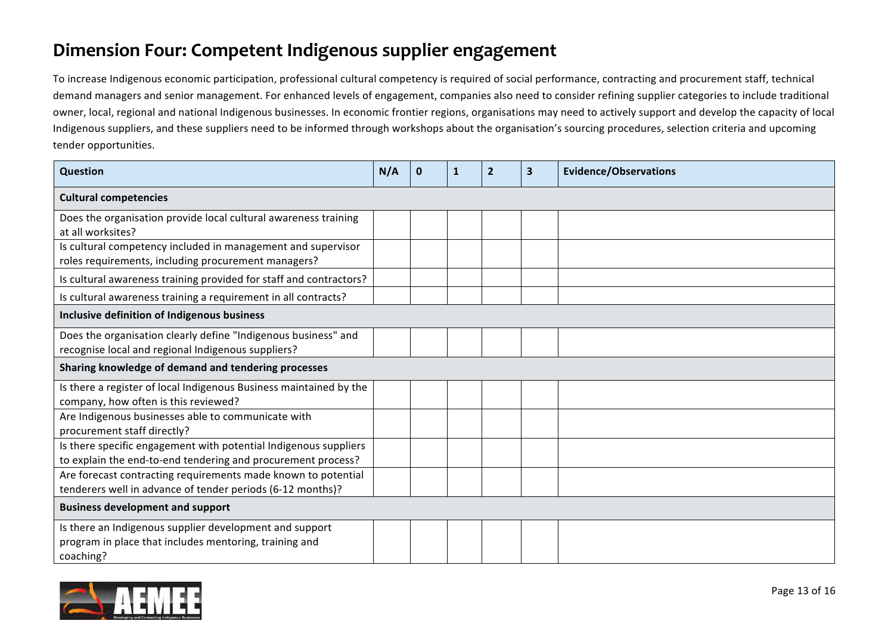## Dimension Four: Competent Indigenous supplier engagement

To increase Indigenous economic participation, professional cultural competency is required of social performance, contracting and procurement staff, technical demand managers and senior management. For enhanced levels of engagement, companies also need to consider refining supplier categories to include traditional owner, local, regional and national Indigenous businesses. In economic frontier regions, organisations may need to actively support and develop the capacity of local Indigenous suppliers, and these suppliers need to be informed through workshops about the organisation's sourcing procedures, selection criteria and upcoming tender opportunities.

| Question | N/A | 0 | 1 | 2 | 3 | Evidence/Observations |
|---|---|---|---|---|---|---|
| **Cultural competencies** | | | | | | |
| Does the organisation provide local cultural awareness training at all worksites? | | | | | | |
| Is cultural competency included in management and supervisor roles requirements, including procurement managers? | | | | | | |
| Is cultural awareness training provided for staff and contractors? | | | | | | |
| Is cultural awareness training a requirement in all contracts? | | | | | | |
| **Inclusive definition of Indigenous business** | | | | | | |
| Does the organisation clearly define "Indigenous business" and recognise local and regional Indigenous suppliers? | | | | | | |
| **Sharing knowledge of demand and tendering processes** | | | | | | |
| Is there a register of local Indigenous Business maintained by the company, how often is this reviewed? | | | | | | |
| Are Indigenous businesses able to communicate with procurement staff directly? | | | | | | |
| Is there specific engagement with potential Indigenous suppliers to explain the end-to-end tendering and procurement process? | | | | | | |
| Are forecast contracting requirements made known to potential tenderers well in advance of tender periods (6-12 months)? | | | | | | |
| **Business development and support** | | | | | | |
| Is there an Indigenous supplier development and support program in place that includes mentoring, training and coaching? | | | | | | |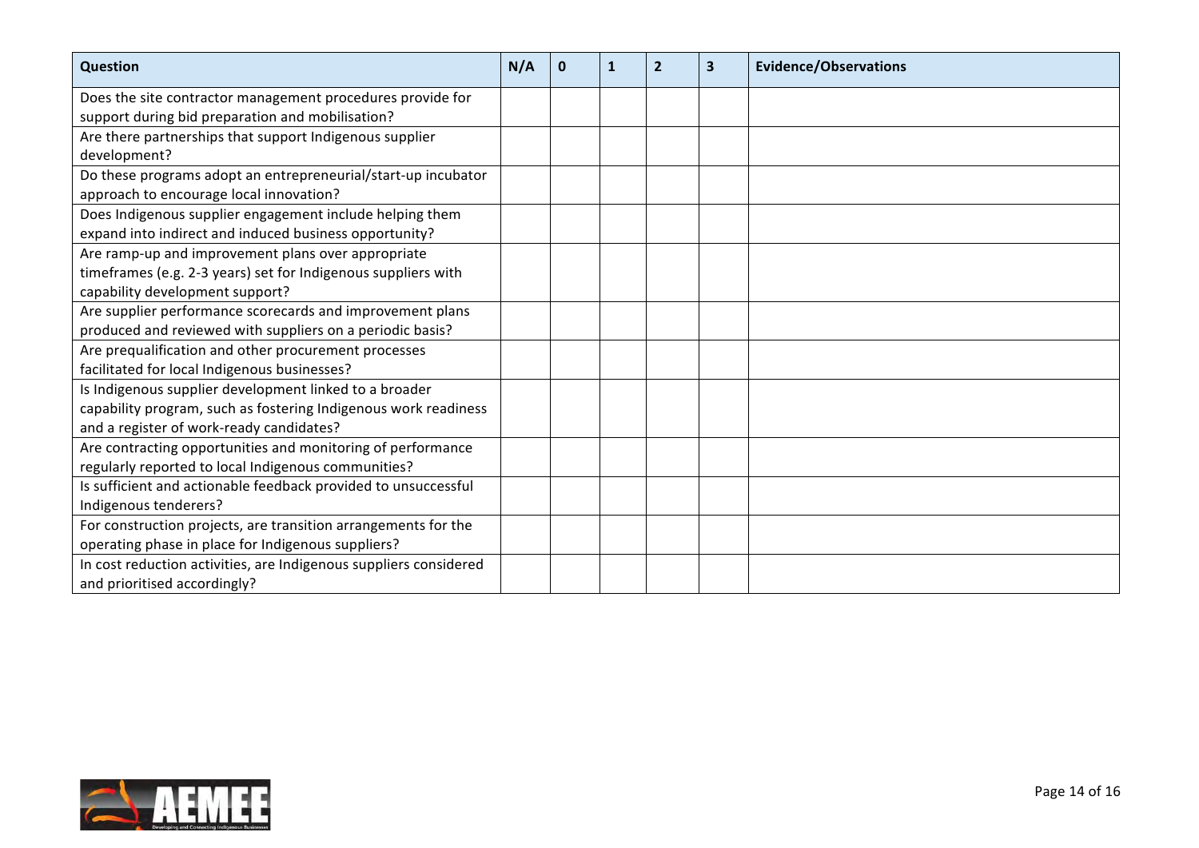| Question | N/A | 0 | 1 | 2 | 3 | Evidence/Observations |
|---|---|---|---|---|---|---|
| Does the site contractor management procedures provide for support during bid preparation and mobilisation? | | | | | | |
| Are there partnerships that support Indigenous supplier development? | | | | | | |
| Do these programs adopt an entrepreneurial/start-up incubator approach to encourage local innovation? | | | | | | |
| Does Indigenous supplier engagement include helping them expand into indirect and induced business opportunity? | | | | | | |
| Are ramp-up and improvement plans over appropriate timeframes (e.g. 2-3 years) set for Indigenous suppliers with capability development support? | | | | | | |
| Are supplier performance scorecards and improvement plans produced and reviewed with suppliers on a periodic basis? | | | | | | |
| Are prequalification and other procurement processes facilitated for local Indigenous businesses? | | | | | | |
| Is Indigenous supplier development linked to a broader capability program, such as fostering Indigenous work readiness and a register of work-ready candidates? | | | | | | |
| Are contracting opportunities and monitoring of performance regularly reported to local Indigenous communities? | | | | | | |
| Is sufficient and actionable feedback provided to unsuccessful Indigenous tenderers? | | | | | | |
| For construction projects, are transition arrangements for the operating phase in place for Indigenous suppliers? | | | | | | |
| In cost reduction activities, are Indigenous suppliers considered and prioritised accordingly? | | | | | | |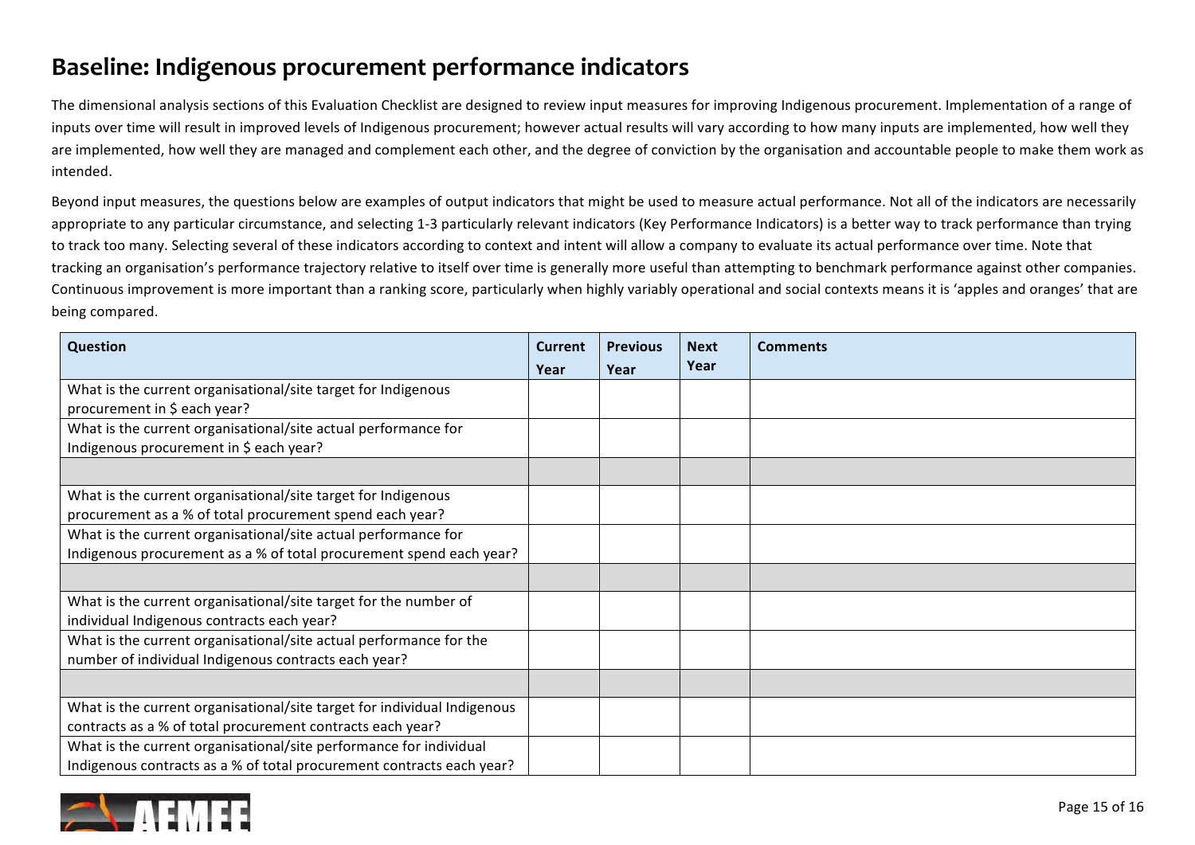# Baseline: Indigenous procurement performance indicators

The dimensional analysis sections of this Evaluation Checklist are designed to review input measures for improving Indigenous procurement. Implementation of a range of inputs over time will result in improved levels of Indigenous procurement; however actual results will vary according to how many inputs are implemented, how well they are implemented, how well they are managed and complement each other, and the degree of conviction by the organisation and accountable people to make them work as intended.

Beyond input measures, the questions below are examples of output indicators that might be used to measure actual performance. Not all of the indicators are necessarily appropriate to any particular circumstance, and selecting 1-3 particularly relevant indicators (Key Performance Indicators) is a better way to track performance than trying to track too many. Selecting several of these indicators according to context and intent will allow a company to evaluate its actual performance over time. Note that tracking an organisation's performance trajectory relative to itself over time is generally more useful than attempting to benchmark performance against other companies. Continuous improvement is more important than a ranking score, particularly when highly variably operational and social contexts means it is 'apples and oranges' that are being compared.

| Question | Current Year | Previous Year | Next Year | Comments |
|---|---|---|---|---|
| What is the current organisational/site target for Indigenous procurement in $ each year? | | | | |
| What is the current organisational/site actual performance for Indigenous procurement in $ each year? | | | | |
| | | | | |
| What is the current organisational/site target for Indigenous procurement as a % of total procurement spend each year? | | | | |
| What is the current organisational/site actual performance for Indigenous procurement as a % of total procurement spend each year? | | | | |
| | | | | |
| What is the current organisational/site target for the number of individual Indigenous contracts each year? | | | | |
| What is the current organisational/site actual performance for the number of individual Indigenous contracts each year? | | | | |
| | | | | |
| What is the current organisational/site target for individual Indigenous contracts as a % of total procurement contracts each year? | | | | |
| What is the current organisational/site performance for individual Indigenous contracts as a % of total procurement contracts each year? | | | | |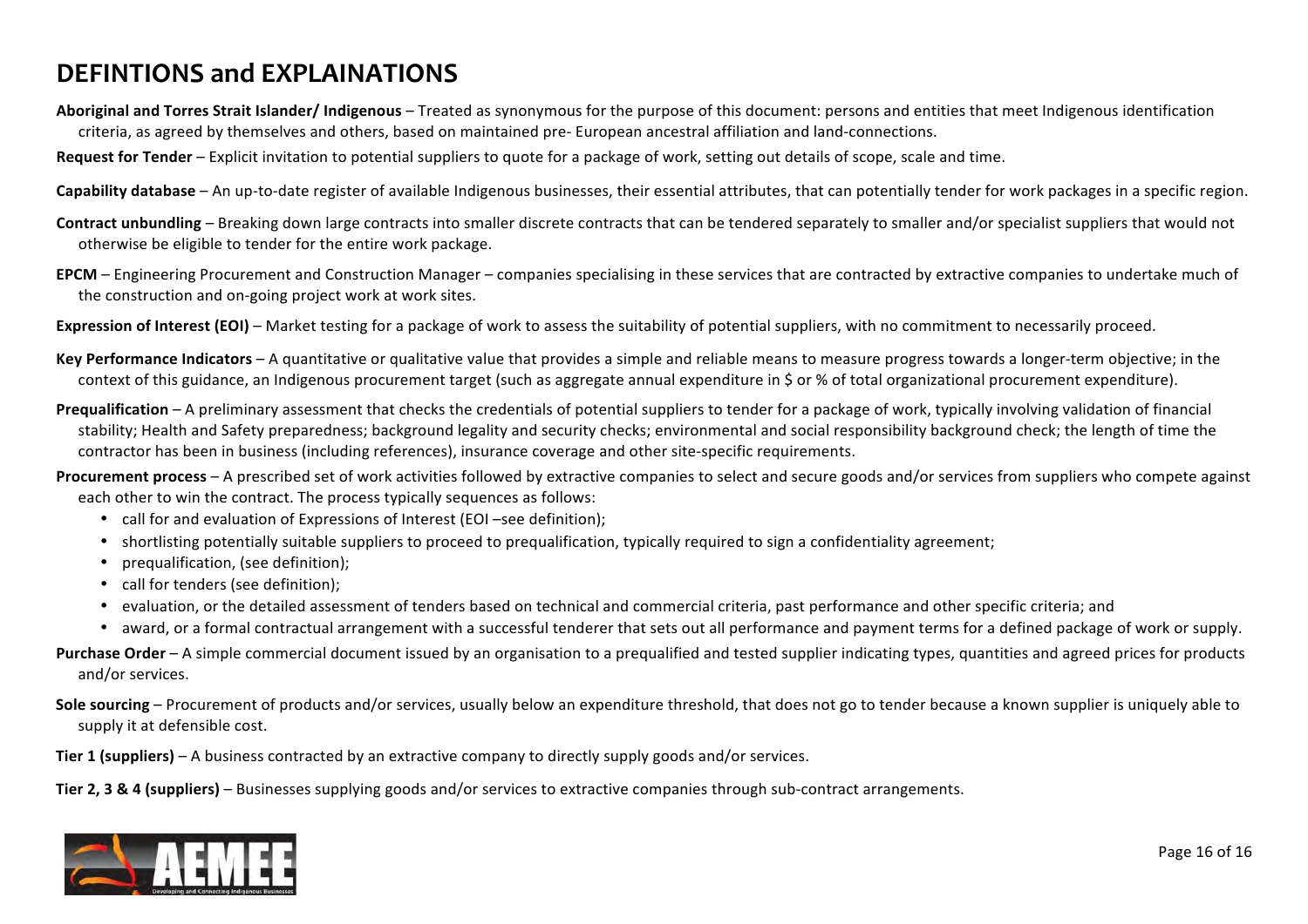# DEFINTIONS and EXPLAINATIONS

**Aboriginal and Torres Strait Islander/ Indigenous** – Treated as synonymous for the purpose of this document: persons and entities that meet Indigenous identification criteria, as agreed by themselves and others, based on maintained pre- European ancestral affiliation and land-connections.

**Request for Tender** – Explicit invitation to potential suppliers to quote for a package of work, setting out details of scope, scale and time.

**Capability database** – An up-to-date register of available Indigenous businesses, their essential attributes, that can potentially tender for work packages in a specific region.

**Contract unbundling** – Breaking down large contracts into smaller discrete contracts that can be tendered separately to smaller and/or specialist suppliers that would not otherwise be eligible to tender for the entire work package.

**EPCM** – Engineering Procurement and Construction Manager – companies specialising in these services that are contracted by extractive companies to undertake much of the construction and on-going project work at work sites.

**Expression of Interest (EOI)** – Market testing for a package of work to assess the suitability of potential suppliers, with no commitment to necessarily proceed.

**Key Performance Indicators** – A quantitative or qualitative value that provides a simple and reliable means to measure progress towards a longer-term objective; in the context of this guidance, an Indigenous procurement target (such as aggregate annual expenditure in $ or % of total organizational procurement expenditure).

**Prequalification** – A preliminary assessment that checks the credentials of potential suppliers to tender for a package of work, typically involving validation of financial stability; Health and Safety preparedness; background legality and security checks; environmental and social responsibility background check; the length of time the contractor has been in business (including references), insurance coverage and other site-specific requirements.

**Procurement process** – A prescribed set of work activities followed by extractive companies to select and secure goods and/or services from suppliers who compete against each other to win the contract. The process typically sequences as follows:

- call for and evaluation of Expressions of Interest (EOI –see definition);
- shortlisting potentially suitable suppliers to proceed to prequalification, typically required to sign a confidentiality agreement;
- prequalification, (see definition);
- call for tenders (see definition);
- evaluation, or the detailed assessment of tenders based on technical and commercial criteria, past performance and other specific criteria; and
- award, or a formal contractual arrangement with a successful tenderer that sets out all performance and payment terms for a defined package of work or supply.

**Purchase Order** – A simple commercial document issued by an organisation to a prequalified and tested supplier indicating types, quantities and agreed prices for products and/or services.

**Sole sourcing** – Procurement of products and/or services, usually below an expenditure threshold, that does not go to tender because a known supplier is uniquely able to supply it at defensible cost.

**Tier 1 (suppliers)** – A business contracted by an extractive company to directly supply goods and/or services.

**Tier 2, 3 & 4 (suppliers)** – Businesses supplying goods and/or services to extractive companies through sub-contract arrangements.